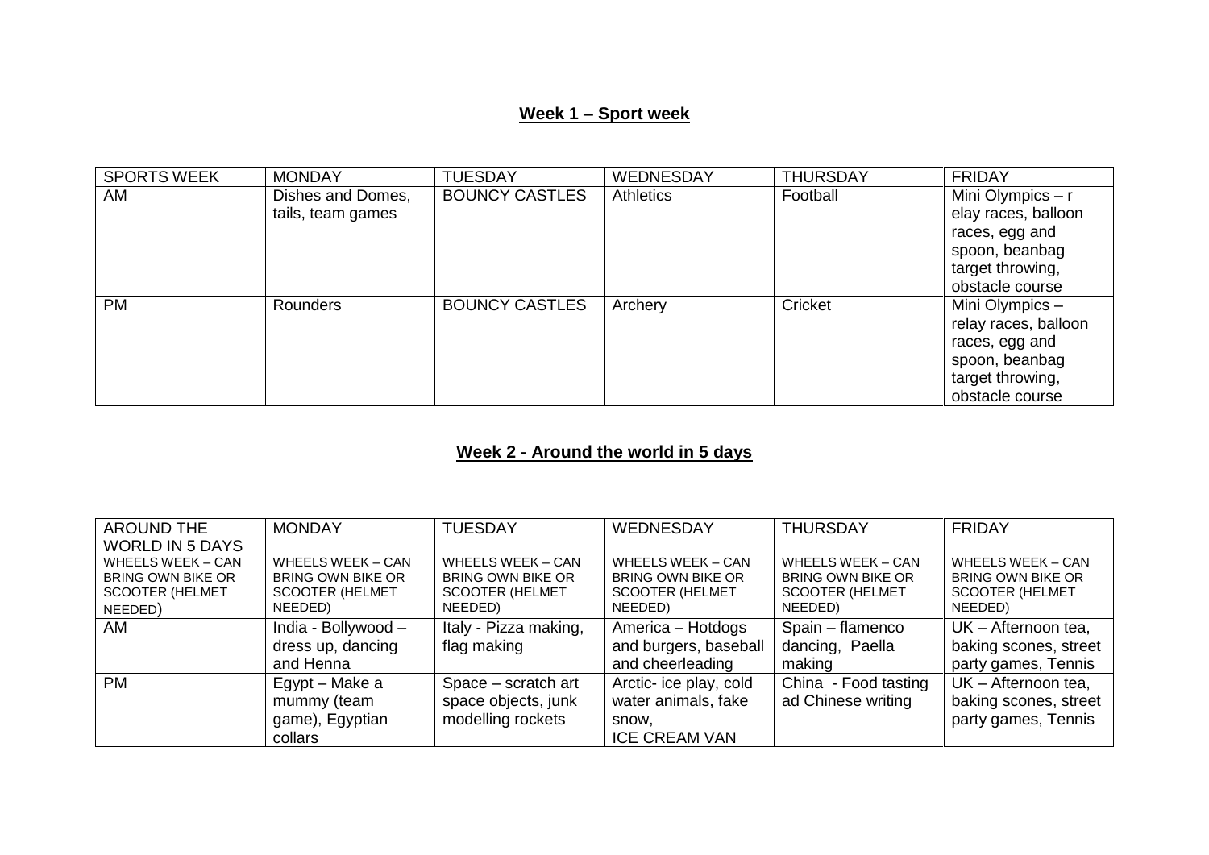## Week 1 – Sport week

| SPORTS WEEK | MONDAY | TUESDAY | WEDNESDAY | THURSDAY | FRIDAY |
|---|---|---|---|---|---|
| AM | Dishes and Domes, tails, team games | BOUNCY CASTLES | Athletics | Football | Mini Olympics – r elay races, balloon races, egg and spoon, beanbag target throwing, obstacle course |
| PM | Rounders | BOUNCY CASTLES | Archery | Cricket | Mini Olympics – relay races, balloon races, egg and spoon, beanbag target throwing, obstacle course |

## Week 2 - Around the world in 5 days

| AROUND THE WORLD IN 5 DAYS WHEELS WEEK – CAN BRING OWN BIKE OR SCOOTER (HELMET NEEDED) | MONDAY WHEELS WEEK – CAN BRING OWN BIKE OR SCOOTER (HELMET NEEDED) | TUESDAY WHEELS WEEK – CAN BRING OWN BIKE OR SCOOTER (HELMET NEEDED) | WEDNESDAY WHEELS WEEK – CAN BRING OWN BIKE OR SCOOTER (HELMET NEEDED) | THURSDAY WHEELS WEEK – CAN BRING OWN BIKE OR SCOOTER (HELMET NEEDED) | FRIDAY WHEELS WEEK – CAN BRING OWN BIKE OR SCOOTER (HELMET NEEDED) |
|---|---|---|---|---|---|
| AM | India - Bollywood – dress up, dancing and Henna | Italy - Pizza making, flag making | America – Hotdogs and burgers, baseball and cheerleading | Spain – flamenco dancing, Paella making | UK – Afternoon tea, baking scones, street party games, Tennis |
| PM | Egypt – Make a mummy (team game), Egyptian collars | Space – scratch art space objects, junk modelling rockets | Arctic- ice play, cold water animals, fake snow, ICE CREAM VAN | China - Food tasting ad Chinese writing | UK – Afternoon tea, baking scones, street party games, Tennis |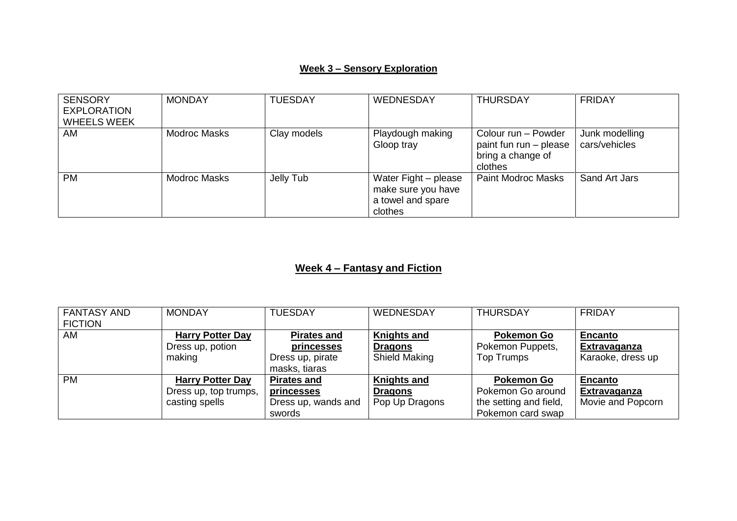## **Week 3 – Sensory Exploration**

| SENSORY EXPLORATION WHEELS WEEK | MONDAY | TUESDAY | WEDNESDAY | THURSDAY | FRIDAY |
|---|---|---|---|---|---|
| AM | Modroc Masks | Clay models | Playdough making Gloop tray | Colour run – Powder paint fun run – please bring a change of clothes | Junk modelling cars/vehicles |
| PM | Modroc Masks | Jelly Tub | Water Fight – please make sure you have a towel and spare clothes | Paint Modroc Masks | Sand Art Jars |

## **Week 4 – Fantasy and Fiction**

| FANTASY AND FICTION | MONDAY | TUESDAY | WEDNESDAY | THURSDAY | FRIDAY |
|---|---|---|---|---|---|
| AM | **Harry Potter Day** Dress up, potion making | **Pirates and princesses** Dress up, pirate masks, tiaras | **Knights and Dragons** Shield Making | **Pokemon Go** Pokemon Puppets, Top Trumps | **Encanto Extravaganza** Karaoke, dress up |
| PM | **Harry Potter Day** Dress up, top trumps, casting spells | **Pirates and princesses** Dress up, wands and swords | **Knights and Dragons** Pop Up Dragons | **Pokemon Go** Pokemon Go around the setting and field, Pokemon card swap | **Encanto Extravaganza** Movie and Popcorn |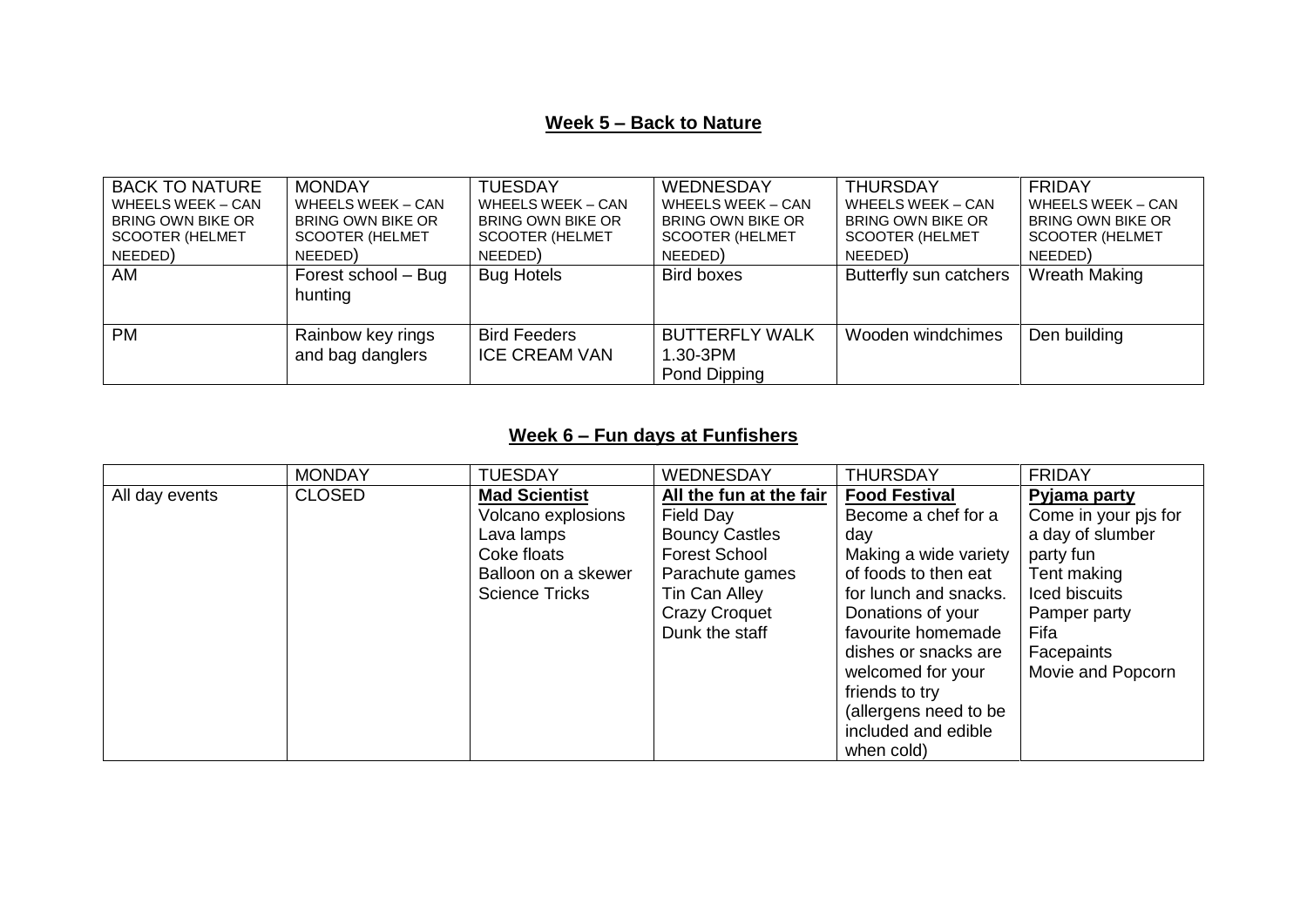## Week 5 – Back to Nature

| BACK TO NATURE WHEELS WEEK – CAN BRING OWN BIKE OR SCOOTER (HELMET NEEDED) | MONDAY WHEELS WEEK – CAN BRING OWN BIKE OR SCOOTER (HELMET NEEDED) | TUESDAY WHEELS WEEK – CAN BRING OWN BIKE OR SCOOTER (HELMET NEEDED) | WEDNESDAY WHEELS WEEK – CAN BRING OWN BIKE OR SCOOTER (HELMET NEEDED) | THURSDAY WHEELS WEEK – CAN BRING OWN BIKE OR SCOOTER (HELMET NEEDED) | FRIDAY WHEELS WEEK – CAN BRING OWN BIKE OR SCOOTER (HELMET NEEDED) |
|---|---|---|---|---|---|
| AM | Forest school – Bug hunting | Bug Hotels | Bird boxes | Butterfly sun catchers | Wreath Making |
| PM | Rainbow key rings and bag danglers | Bird Feeders<br>ICE CREAM VAN | BUTTERFLY WALK 1.30-3PM<br>Pond Dipping | Wooden windchimes | Den building |

## Week 6 – Fun days at Funfishers

| | MONDAY | TUESDAY | WEDNESDAY | THURSDAY | FRIDAY |
|---|---|---|---|---|---|
| All day events | CLOSED | **Mad Scientist**<br>Volcano explosions<br>Lava lamps<br>Coke floats<br>Balloon on a skewer<br>Science Tricks | **All the fun at the fair**<br>Field Day<br>Bouncy Castles<br>Forest School<br>Parachute games<br>Tin Can Alley<br>Crazy Croquet<br>Dunk the staff | **Food Festival**<br>Become a chef for a day<br>Making a wide variety of foods to then eat for lunch and snacks. Donations of your favourite homemade dishes or snacks are welcomed for your friends to try (allergens need to be included and edible when cold) | **Pyjama party**<br>Come in your pjs for a day of slumber party fun<br>Tent making<br>Iced biscuits<br>Pamper party<br>Fifa<br>Facepaints<br>Movie and Popcorn |